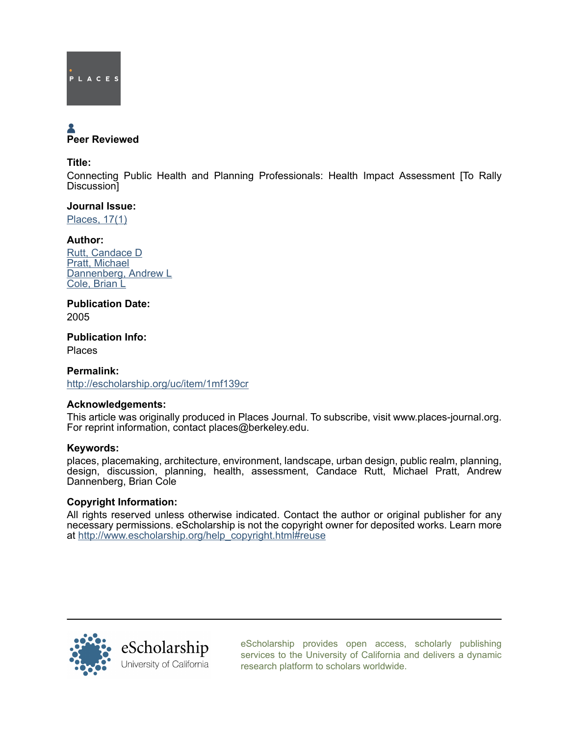PLACES

Peer Reviewed

**Title:**

Connecting Public Health and Planning Professionals: Health Impact Assessment [To Rally Discussion]

**Journal Issue:**

[Places, 17(1)](#)

**Author:**

[Rutt, Candace D](#)
[Pratt, Michael](#)
[Dannenberg, Andrew L](#)
[Cole, Brian L](#)

**Publication Date:**

2005

**Publication Info:**

Places

**Permalink:**

[http://escholarship.org/uc/item/1mf139cr](http://escholarship.org/uc/item/1mf139cr)

**Acknowledgements:**

This article was originally produced in Places Journal. To subscribe, visit www.places-journal.org. For reprint information, contact places@berkeley.edu.

**Keywords:**

places, placemaking, architecture, environment, landscape, urban design, public realm, planning, design, discussion, planning, health, assessment, Candace Rutt, Michael Pratt, Andrew Dannenberg, Brian Cole

**Copyright Information:**

All rights reserved unless otherwise indicated. Contact the author or original publisher for any necessary permissions. eScholarship is not the copyright owner for deposited works. Learn more at [http://www.escholarship.org/help_copyright.html#reuse](http://www.escholarship.org/help_copyright.html#reuse)

eScholarship
University of California

eScholarship provides open access, scholarly publishing services to the University of California and delivers a dynamic research platform to scholars worldwide.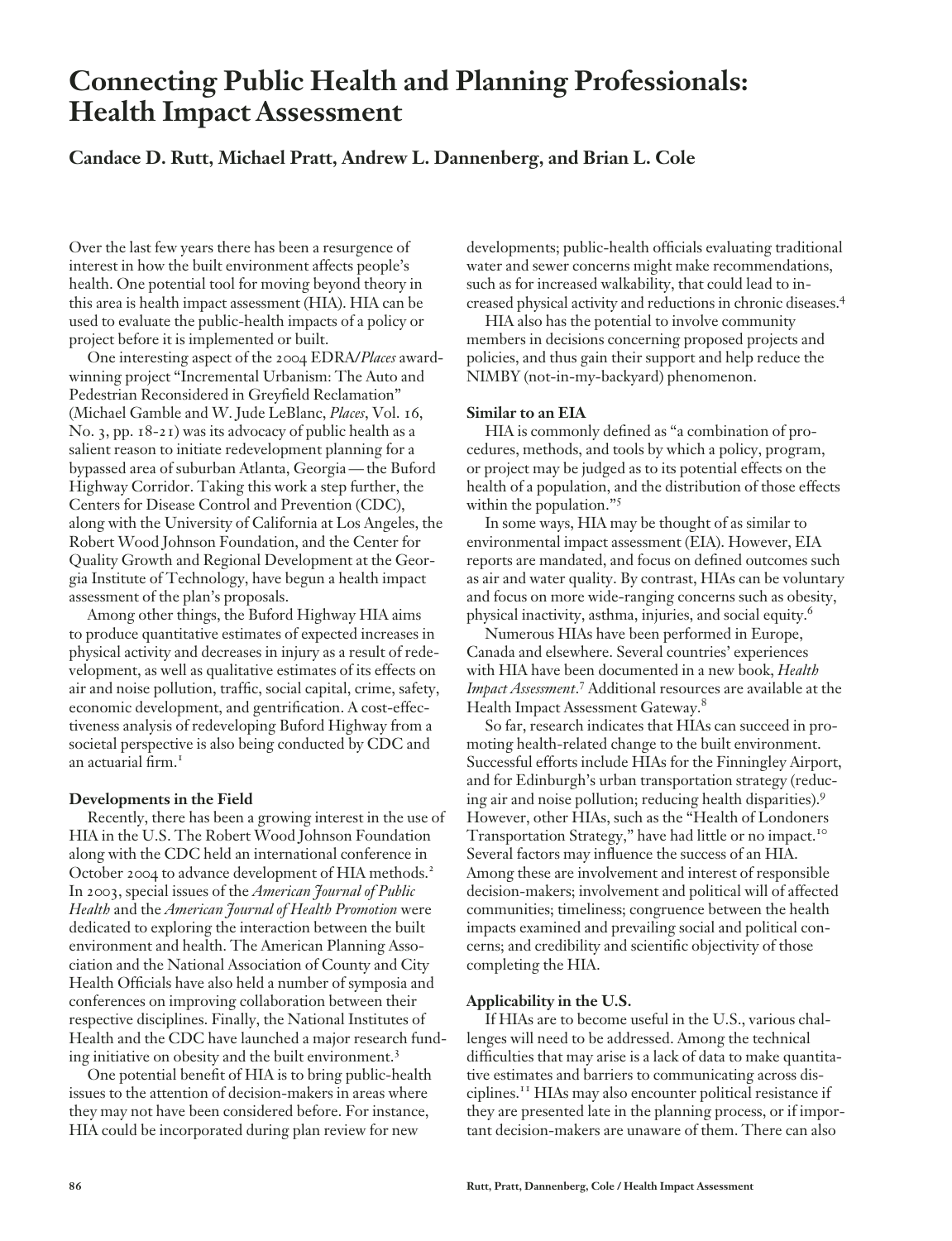# Connecting Public Health and Planning Professionals: Health Impact Assessment

**Candace D. Rutt, Michael Pratt, Andrew L. Dannenberg, and Brian L. Cole**

Over the last few years there has been a resurgence of interest in how the built environment affects people's health. One potential tool for moving beyond theory in this area is health impact assessment (HIA). HIA can be used to evaluate the public-health impacts of a policy or project before it is implemented or built.

One interesting aspect of the 2004 EDRA/*Places* award-winning project "Incremental Urbanism: The Auto and Pedestrian Reconsidered in Greyfield Reclamation" (Michael Gamble and W. Jude LeBlanc, *Places*, Vol. 16, No. 3, pp. 18-21) was its advocacy of public health as a salient reason to initiate redevelopment planning for a bypassed area of suburban Atlanta, Georgia — the Buford Highway Corridor. Taking this work a step further, the Centers for Disease Control and Prevention (CDC), along with the University of California at Los Angeles, the Robert Wood Johnson Foundation, and the Center for Quality Growth and Regional Development at the Georgia Institute of Technology, have begun a health impact assessment of the plan's proposals.

Among other things, the Buford Highway HIA aims to produce quantitative estimates of expected increases in physical activity and decreases in injury as a result of redevelopment, as well as qualitative estimates of its effects on air and noise pollution, traffic, social capital, crime, safety, economic development, and gentrification. A cost-effectiveness analysis of redeveloping Buford Highway from a societal perspective is also being conducted by CDC and an actuarial firm.[1]

### Developments in the Field

Recently, there has been a growing interest in the use of HIA in the U.S. The Robert Wood Johnson Foundation along with the CDC held an international conference in October 2004 to advance development of HIA methods.[2] In 2003, special issues of the *American Journal of Public Health* and the *American Journal of Health Promotion* were dedicated to exploring the interaction between the built environment and health. The American Planning Association and the National Association of County and City Health Officials have also held a number of symposia and conferences on improving collaboration between their respective disciplines. Finally, the National Institutes of Health and the CDC have launched a major research funding initiative on obesity and the built environment.[3]

One potential benefit of HIA is to bring public-health issues to the attention of decision-makers in areas where they may not have been considered before. For instance, HIA could be incorporated during plan review for new developments; public-health officials evaluating traditional water and sewer concerns might make recommendations, such as for increased walkability, that could lead to increased physical activity and reductions in chronic diseases.[4]

HIA also has the potential to involve community members in decisions concerning proposed projects and policies, and thus gain their support and help reduce the NIMBY (not-in-my-backyard) phenomenon.

### Similar to an EIA

HIA is commonly defined as "a combination of procedures, methods, and tools by which a policy, program, or project may be judged as to its potential effects on the health of a population, and the distribution of those effects within the population."[5]

In some ways, HIA may be thought of as similar to environmental impact assessment (EIA). However, EIA reports are mandated, and focus on defined outcomes such as air and water quality. By contrast, HIAs can be voluntary and focus on more wide-ranging concerns such as obesity, physical inactivity, asthma, injuries, and social equity.[6]

Numerous HIAs have been performed in Europe, Canada and elsewhere. Several countries' experiences with HIA have been documented in a new book, *Health Impact Assessment*.[7] Additional resources are available at the Health Impact Assessment Gateway.[8]

So far, research indicates that HIAs can succeed in promoting health-related change to the built environment. Successful efforts include HIAs for the Finningley Airport, and for Edinburgh's urban transportation strategy (reducing air and noise pollution; reducing health disparities).[9] However, other HIAs, such as the "Health of Londoners Transportation Strategy," have had little or no impact.[10] Several factors may influence the success of an HIA. Among these are involvement and interest of responsible decision-makers; involvement and political will of affected communities; timeliness; congruence between the health impacts examined and prevailing social and political concerns; and credibility and scientific objectivity of those completing the HIA.

### Applicability in the U.S.

If HIAs are to become useful in the U.S., various challenges will need to be addressed. Among the technical difficulties that may arise is a lack of data to make quantitative estimates and barriers to communicating across disciplines.[11] HIAs may also encounter political resistance if they are presented late in the planning process, or if important decision-makers are unaware of them. There can also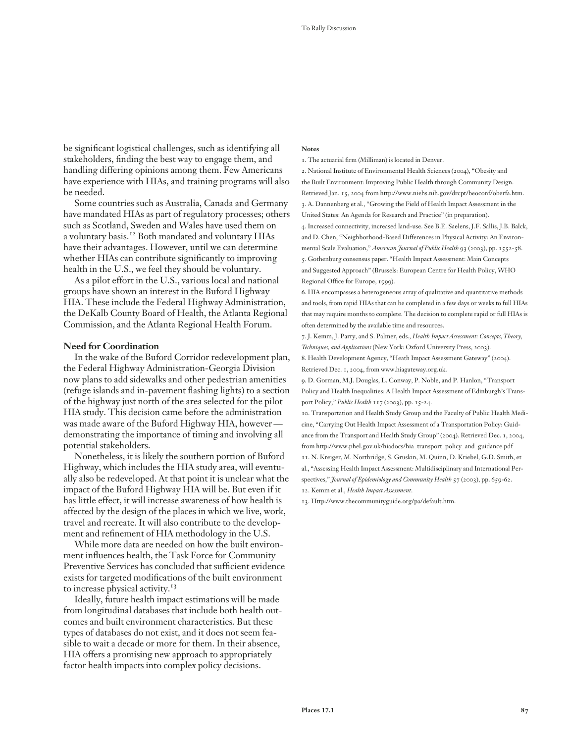be significant logistical challenges, such as identifying all stakeholders, finding the best way to engage them, and handling differing opinions among them. Few Americans have experience with HIAs, and training programs will also be needed.

Some countries such as Australia, Canada and Germany have mandated HIAs as part of regulatory processes; others such as Scotland, Sweden and Wales have used them on a voluntary basis.[12] Both mandated and voluntary HIAs have their advantages. However, until we can determine whether HIAs can contribute significantly to improving health in the U.S., we feel they should be voluntary.

As a pilot effort in the U.S., various local and national groups have shown an interest in the Buford Highway HIA. These include the Federal Highway Administration, the DeKalb County Board of Health, the Atlanta Regional Commission, and the Atlanta Regional Health Forum.

### Need for Coordination

In the wake of the Buford Corridor redevelopment plan, the Federal Highway Administration-Georgia Division now plans to add sidewalks and other pedestrian amenities (refuge islands and in-pavement flashing lights) to a section of the highway just north of the area selected for the pilot HIA study. This decision came before the administration was made aware of the Buford Highway HIA, however—demonstrating the importance of timing and involving all potential stakeholders.

Nonetheless, it is likely the southern portion of Buford Highway, which includes the HIA study area, will eventually also be redeveloped. At that point it is unclear what the impact of the Buford Highway HIA will be. But even if it has little effect, it will increase awareness of how health is affected by the design of the places in which we live, work, travel and recreate. It will also contribute to the development and refinement of HIA methodology in the U.S.

While more data are needed on how the built environment influences health, the Task Force for Community Preventive Services has concluded that sufficient evidence exists for targeted modifications of the built environment to increase physical activity.[13]

Ideally, future health impact estimations will be made from longitudinal databases that include both health outcomes and built environment characteristics. But these types of databases do not exist, and it does not seem feasible to wait a decade or more for them. In their absence, HIA offers a promising new approach to appropriately factor health impacts into complex policy decisions.

**Notes**

1. The actuarial firm (Milliman) is located in Denver.
2. National Institute of Environmental Health Sciences (2004), "Obesity and the Built Environment: Improving Public Health through Community Design. Retrieved Jan. 15, 2004 from http://www.niehs.nih.gov/drcpt/beoconf/oberfa.htm.
3. A. Dannenberg et al., "Growing the Field of Health Impact Assessment in the United States: An Agenda for Research and Practice" (in preparation).
4. Increased connectivity, increased land-use. See B.E. Saelens, J.F. Sallis, J.B. Balck, and D. Chen, "Neighborhood-Based Differences in Physical Activity: An Environmental Scale Evaluation," *American Journal of Public Health* 93 (2003), pp. 1552-58.
5. Gothenburg consensus paper. "Health Impact Assessment: Main Concepts and Suggested Approach" (Brussels: European Centre for Health Policy, WHO Regional Office for Europe, 1999).
6. HIA encompasses a heterogeneous array of qualitative and quantitative methods and tools, from rapid HIAs that can be completed in a few days or weeks to full HIAs that may require months to complete. The decision to complete rapid or full HIAs is often determined by the available time and resources.
7. J. Kemm, J. Parry, and S. Palmer, eds., *Health Impact Assessment: Concepts, Theory, Techniques, and Applications* (New York: Oxford University Press, 2003).
8. Health Development Agency, "Heath Impact Assessment Gateway" (2004). Retrieved Dec. 1, 2004, from www.hiagateway.org.uk.
9. D. Gorman, M.J. Douglas, L. Conway, P. Noble, and P. Hanlon, "Transport Policy and Health Inequalities: A Health Impact Assessment of Edinburgh's Transport Policy," *Public Health* 117 (2003), pp. 15-24.
10. Transportation and Health Study Group and the Faculty of Public Health Medicine, "Carrying Out Health Impact Assessment of a Transportation Policy: Guidance from the Transport and Health Study Group" (2004). Retrieved Dec. 1, 2004, from http://www.phel.gov.uk/hiadocs/hia_transport_policy_and_guidance.pdf
11. N. Kreiger, M. Northridge, S. Gruskin, M. Quinn, D. Kriebel, G.D. Smith, et al., "Assessing Health Impact Assessment: Multidisciplinary and International Perspectives," *Journal of Epidemiology and Community Health* 57 (2003), pp. 659-62.
12. Kemm et al., *Health Impact Assessment*.
13. Http://www.thecommunityguide.org/pa/default.htm.